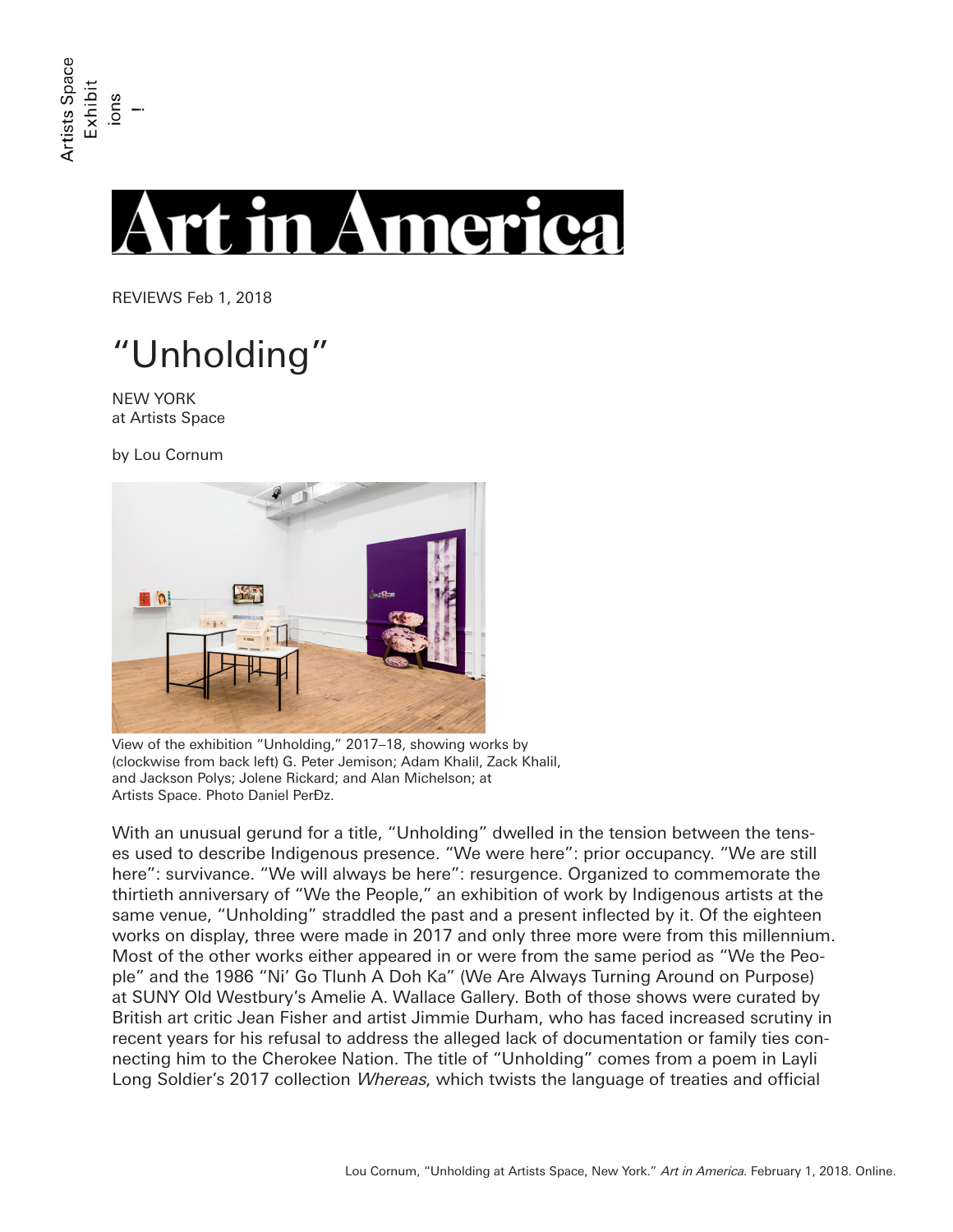Art in America

REVIEWS Feb 1, 2018

# "Unholding"

NEW YORK
at Artists Space

by Lou Cornum

View of the exhibition "Unholding," 2017–18, showing works by (clockwise from back left) G. Peter Jemison; Adam Khalil, Zack Khalil, and Jackson Polys; Jolene Rickard; and Alan Michelson; at Artists Space. Photo Daniel PerÐz.

With an unusual gerund for a title, "Unholding" dwelled in the tension between the tenses used to describe Indigenous presence. "We were here": prior occupancy. "We are still here": survivance. "We will always be here": resurgence. Organized to commemorate the thirtieth anniversary of "We the People," an exhibition of work by Indigenous artists at the same venue, "Unholding" straddled the past and a present inflected by it. Of the eighteen works on display, three were made in 2017 and only three more were from this millennium. Most of the other works either appeared in or were from the same period as "We the People" and the 1986 "Ni' Go Tlunh A Doh Ka" (We Are Always Turning Around on Purpose) at SUNY Old Westbury's Amelie A. Wallace Gallery. Both of those shows were curated by British art critic Jean Fisher and artist Jimmie Durham, who has faced increased scrutiny in recent years for his refusal to address the alleged lack of documentation or family ties connecting him to the Cherokee Nation. The title of "Unholding" comes from a poem in Layli Long Soldier's 2017 collection *Whereas*, which twists the language of treaties and official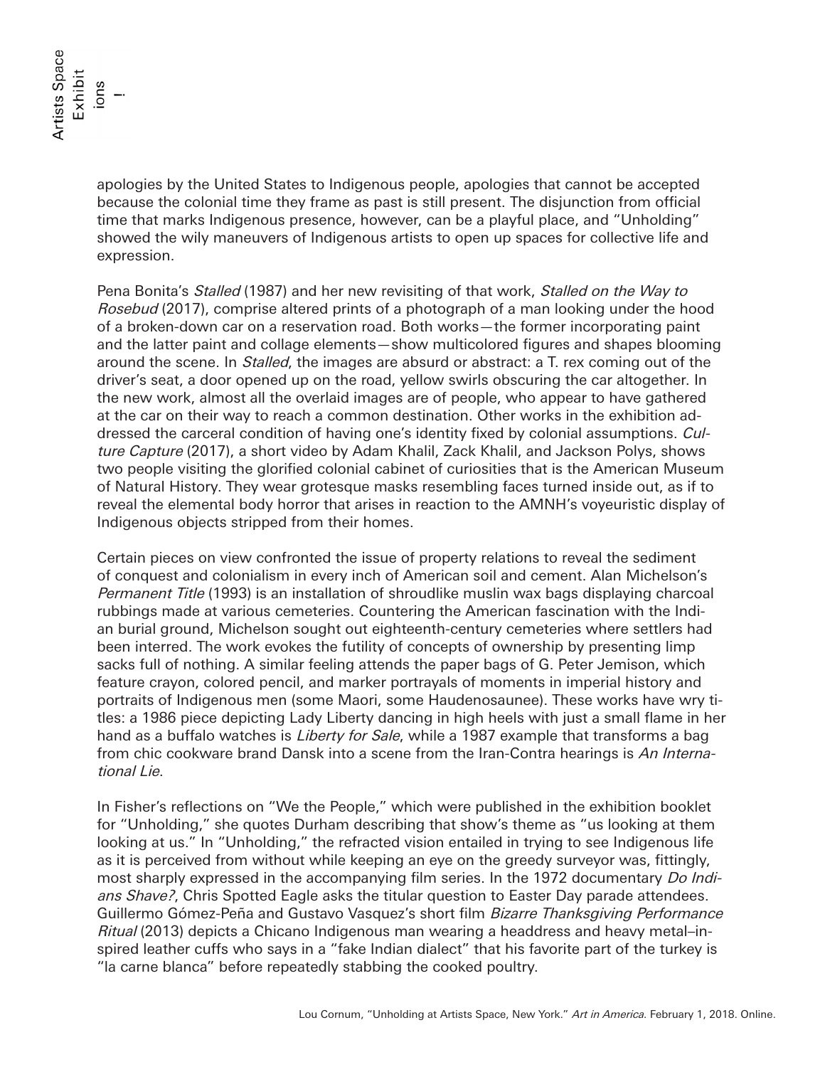apologies by the United States to Indigenous people, apologies that cannot be accepted because the colonial time they frame as past is still present. The disjunction from official time that marks Indigenous presence, however, can be a playful place, and "Unholding" showed the wily maneuvers of Indigenous artists to open up spaces for collective life and expression.

Pena Bonita's *Stalled* (1987) and her new revisiting of that work, *Stalled on the Way to Rosebud* (2017), comprise altered prints of a photograph of a man looking under the hood of a broken-down car on a reservation road. Both works—the former incorporating paint and the latter paint and collage elements—show multicolored figures and shapes blooming around the scene. In *Stalled*, the images are absurd or abstract: a T. rex coming out of the driver's seat, a door opened up on the road, yellow swirls obscuring the car altogether. In the new work, almost all the overlaid images are of people, who appear to have gathered at the car on their way to reach a common destination. Other works in the exhibition addressed the carceral condition of having one's identity fixed by colonial assumptions. *Culture Capture* (2017), a short video by Adam Khalil, Zack Khalil, and Jackson Polys, shows two people visiting the glorified colonial cabinet of curiosities that is the American Museum of Natural History. They wear grotesque masks resembling faces turned inside out, as if to reveal the elemental body horror that arises in reaction to the AMNH's voyeuristic display of Indigenous objects stripped from their homes.

Certain pieces on view confronted the issue of property relations to reveal the sediment of conquest and colonialism in every inch of American soil and cement. Alan Michelson's *Permanent Title* (1993) is an installation of shroudlike muslin wax bags displaying charcoal rubbings made at various cemeteries. Countering the American fascination with the Indian burial ground, Michelson sought out eighteenth-century cemeteries where settlers had been interred. The work evokes the futility of concepts of ownership by presenting limp sacks full of nothing. A similar feeling attends the paper bags of G. Peter Jemison, which feature crayon, colored pencil, and marker portrayals of moments in imperial history and portraits of Indigenous men (some Maori, some Haudenosaunee). These works have wry titles: a 1986 piece depicting Lady Liberty dancing in high heels with just a small flame in her hand as a buffalo watches is *Liberty for Sale*, while a 1987 example that transforms a bag from chic cookware brand Dansk into a scene from the Iran-Contra hearings is *An International Lie*.

In Fisher's reflections on "We the People," which were published in the exhibition booklet for "Unholding," she quotes Durham describing that show's theme as "us looking at them looking at us." In "Unholding," the refracted vision entailed in trying to see Indigenous life as it is perceived from without while keeping an eye on the greedy surveyor was, fittingly, most sharply expressed in the accompanying film series. In the 1972 documentary *Do Indians Shave?*, Chris Spotted Eagle asks the titular question to Easter Day parade attendees. Guillermo Gómez-Peña and Gustavo Vasquez's short film *Bizarre Thanksgiving Performance Ritual* (2013) depicts a Chicano Indigenous man wearing a headdress and heavy metal–inspired leather cuffs who says in a "fake Indian dialect" that his favorite part of the turkey is "la carne blanca" before repeatedly stabbing the cooked poultry.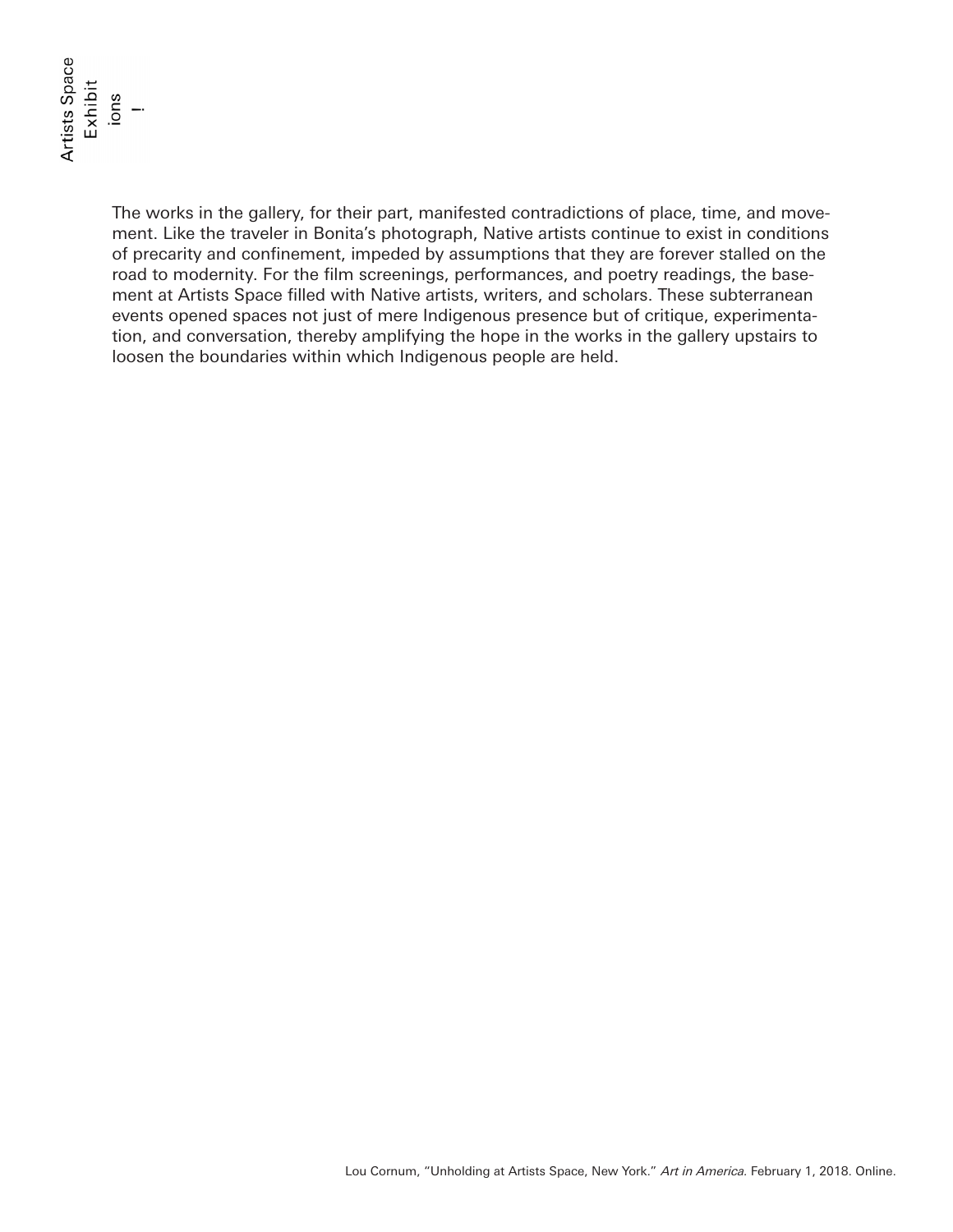The works in the gallery, for their part, manifested contradictions of place, time, and movement. Like the traveler in Bonita's photograph, Native artists continue to exist in conditions of precarity and confinement, impeded by assumptions that they are forever stalled on the road to modernity. For the film screenings, performances, and poetry readings, the basement at Artists Space filled with Native artists, writers, and scholars. These subterranean events opened spaces not just of mere Indigenous presence but of critique, experimentation, and conversation, thereby amplifying the hope in the works in the gallery upstairs to loosen the boundaries within which Indigenous people are held.